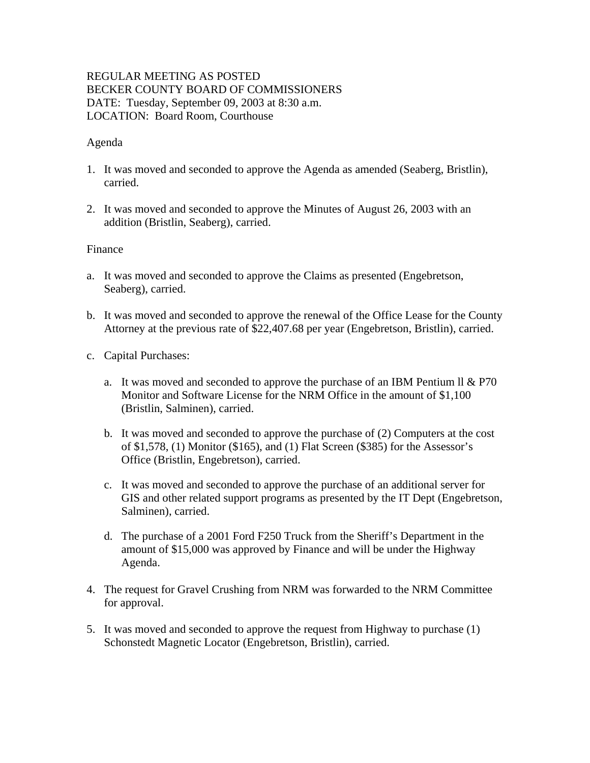REGULAR MEETING AS POSTED
BECKER COUNTY BOARD OF COMMISSIONERS
DATE: Tuesday, September 09, 2003 at 8:30 a.m.
LOCATION: Board Room, Courthouse

Agenda

1. It was moved and seconded to approve the Agenda as amended (Seaberg, Bristlin), carried.

2. It was moved and seconded to approve the Minutes of August 26, 2003 with an addition (Bristlin, Seaberg), carried.

Finance

a. It was moved and seconded to approve the Claims as presented (Engebretson, Seaberg), carried.

b. It was moved and seconded to approve the renewal of the Office Lease for the County Attorney at the previous rate of $22,407.68 per year (Engebretson, Bristlin), carried.

c. Capital Purchases:

   a. It was moved and seconded to approve the purchase of an IBM Pentium ll & P70 Monitor and Software License for the NRM Office in the amount of $1,100 (Bristlin, Salminen), carried.

   b. It was moved and seconded to approve the purchase of (2) Computers at the cost of $1,578, (1) Monitor ($165), and (1) Flat Screen ($385) for the Assessor's Office (Bristlin, Engebretson), carried.

   c. It was moved and seconded to approve the purchase of an additional server for GIS and other related support programs as presented by the IT Dept (Engebretson, Salminen), carried.

   d. The purchase of a 2001 Ford F250 Truck from the Sheriff's Department in the amount of $15,000 was approved by Finance and will be under the Highway Agenda.

4. The request for Gravel Crushing from NRM was forwarded to the NRM Committee for approval.

5. It was moved and seconded to approve the request from Highway to purchase (1) Schonstedt Magnetic Locator (Engebretson, Bristlin), carried.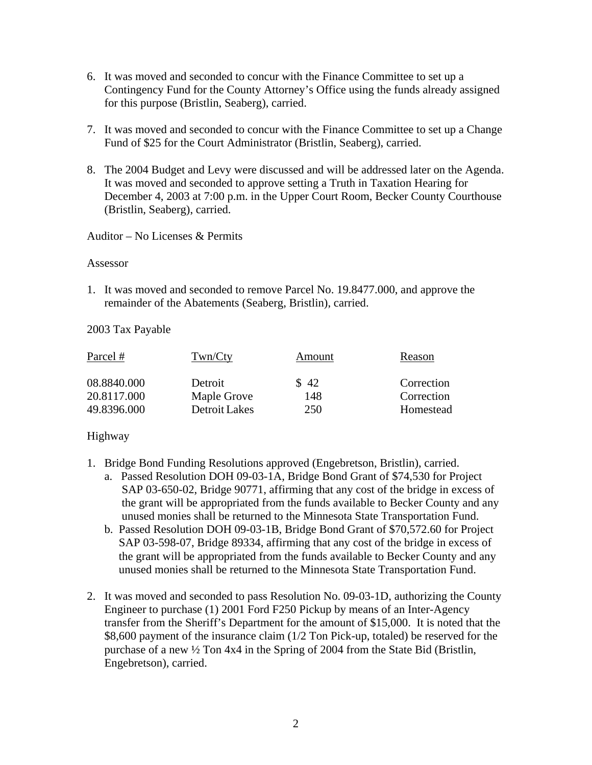6. It was moved and seconded to concur with the Finance Committee to set up a Contingency Fund for the County Attorney's Office using the funds already assigned for this purpose (Bristlin, Seaberg), carried.

7. It was moved and seconded to concur with the Finance Committee to set up a Change Fund of $25 for the Court Administrator (Bristlin, Seaberg), carried.

8. The 2004 Budget and Levy were discussed and will be addressed later on the Agenda. It was moved and seconded to approve setting a Truth in Taxation Hearing for December 4, 2003 at 7:00 p.m. in the Upper Court Room, Becker County Courthouse (Bristlin, Seaberg), carried.

Auditor – No Licenses & Permits

Assessor

1. It was moved and seconded to remove Parcel No. 19.8477.000, and approve the remainder of the Abatements (Seaberg, Bristlin), carried.

2003 Tax Payable

| Parcel # | Twn/Cty | Amount | Reason |
|---|---|---|---|
| 08.8840.000 | Detroit | $ 42 | Correction |
| 20.8117.000 | Maple Grove | 148 | Correction |
| 49.8396.000 | Detroit Lakes | 250 | Homestead |

Highway

1. Bridge Bond Funding Resolutions approved (Engebretson, Bristlin), carried.
   a. Passed Resolution DOH 09-03-1A, Bridge Bond Grant of $74,530 for Project SAP 03-650-02, Bridge 90771, affirming that any cost of the bridge in excess of the grant will be appropriated from the funds available to Becker County and any unused monies shall be returned to the Minnesota State Transportation Fund.
   b. Passed Resolution DOH 09-03-1B, Bridge Bond Grant of $70,572.60 for Project SAP 03-598-07, Bridge 89334, affirming that any cost of the bridge in excess of the grant will be appropriated from the funds available to Becker County and any unused monies shall be returned to the Minnesota State Transportation Fund.

2. It was moved and seconded to pass Resolution No. 09-03-1D, authorizing the County Engineer to purchase (1) 2001 Ford F250 Pickup by means of an Inter-Agency transfer from the Sheriff's Department for the amount of $15,000. It is noted that the $8,600 payment of the insurance claim (1/2 Ton Pick-up, totaled) be reserved for the purchase of a new ½ Ton 4x4 in the Spring of 2004 from the State Bid (Bristlin, Engebretson), carried.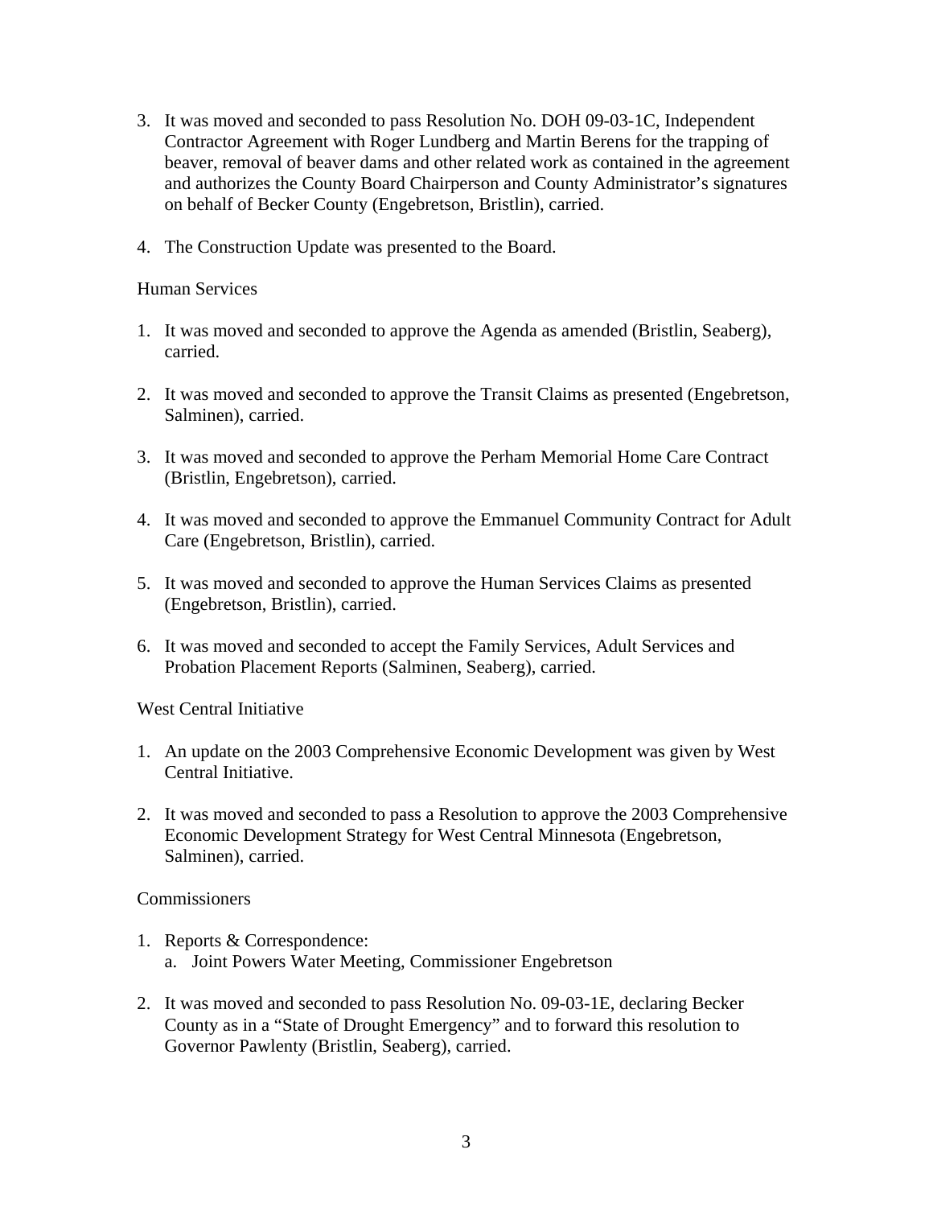3. It was moved and seconded to pass Resolution No. DOH 09-03-1C, Independent Contractor Agreement with Roger Lundberg and Martin Berens for the trapping of beaver, removal of beaver dams and other related work as contained in the agreement and authorizes the County Board Chairperson and County Administrator's signatures on behalf of Becker County (Engebretson, Bristlin), carried.

4. The Construction Update was presented to the Board.

Human Services

1. It was moved and seconded to approve the Agenda as amended (Bristlin, Seaberg), carried.

2. It was moved and seconded to approve the Transit Claims as presented (Engebretson, Salminen), carried.

3. It was moved and seconded to approve the Perham Memorial Home Care Contract (Bristlin, Engebretson), carried.

4. It was moved and seconded to approve the Emmanuel Community Contract for Adult Care (Engebretson, Bristlin), carried.

5. It was moved and seconded to approve the Human Services Claims as presented (Engebretson, Bristlin), carried.

6. It was moved and seconded to accept the Family Services, Adult Services and Probation Placement Reports (Salminen, Seaberg), carried.

West Central Initiative

1. An update on the 2003 Comprehensive Economic Development was given by West Central Initiative.

2. It was moved and seconded to pass a Resolution to approve the 2003 Comprehensive Economic Development Strategy for West Central Minnesota (Engebretson, Salminen), carried.

Commissioners

1. Reports & Correspondence:
   a. Joint Powers Water Meeting, Commissioner Engebretson

2. It was moved and seconded to pass Resolution No. 09-03-1E, declaring Becker County as in a "State of Drought Emergency" and to forward this resolution to Governor Pawlenty (Bristlin, Seaberg), carried.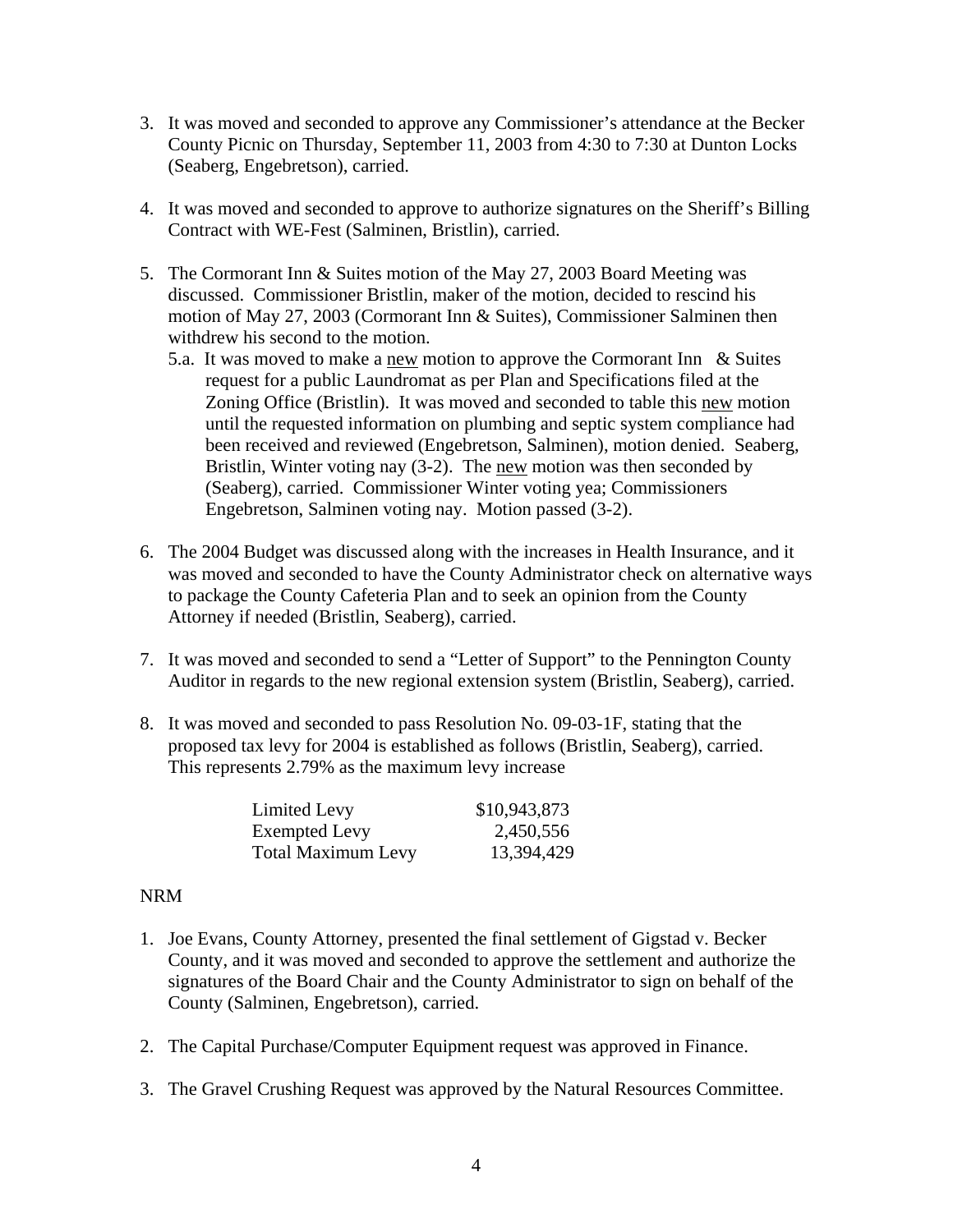3. It was moved and seconded to approve any Commissioner's attendance at the Becker County Picnic on Thursday, September 11, 2003 from 4:30 to 7:30 at Dunton Locks (Seaberg, Engebretson), carried.

4. It was moved and seconded to approve to authorize signatures on the Sheriff's Billing Contract with WE-Fest (Salminen, Bristlin), carried.

5. The Cormorant Inn & Suites motion of the May 27, 2003 Board Meeting was discussed. Commissioner Bristlin, maker of the motion, decided to rescind his motion of May 27, 2003 (Cormorant Inn & Suites), Commissioner Salminen then withdrew his second to the motion.
   5.a. It was moved to make a <u>new</u> motion to approve the Cormorant Inn & Suites request for a public Laundromat as per Plan and Specifications filed at the Zoning Office (Bristlin). It was moved and seconded to table this <u>new</u> motion until the requested information on plumbing and septic system compliance had been received and reviewed (Engebretson, Salminen), motion denied. Seaberg, Bristlin, Winter voting nay (3-2). The <u>new</u> motion was then seconded by (Seaberg), carried. Commissioner Winter voting yea; Commissioners Engebretson, Salminen voting nay. Motion passed (3-2).

6. The 2004 Budget was discussed along with the increases in Health Insurance, and it was moved and seconded to have the County Administrator check on alternative ways to package the County Cafeteria Plan and to seek an opinion from the County Attorney if needed (Bristlin, Seaberg), carried.

7. It was moved and seconded to send a "Letter of Support" to the Pennington County Auditor in regards to the new regional extension system (Bristlin, Seaberg), carried.

8. It was moved and seconded to pass Resolution No. 09-03-1F, stating that the proposed tax levy for 2004 is established as follows (Bristlin, Seaberg), carried. This represents 2.79% as the maximum levy increase

| | |
|---|---|
| Limited Levy | $10,943,873 |
| Exempted Levy | 2,450,556 |
| Total Maximum Levy | 13,394,429 |

NRM

1. Joe Evans, County Attorney, presented the final settlement of Gigstad v. Becker County, and it was moved and seconded to approve the settlement and authorize the signatures of the Board Chair and the County Administrator to sign on behalf of the County (Salminen, Engebretson), carried.

2. The Capital Purchase/Computer Equipment request was approved in Finance.

3. The Gravel Crushing Request was approved by the Natural Resources Committee.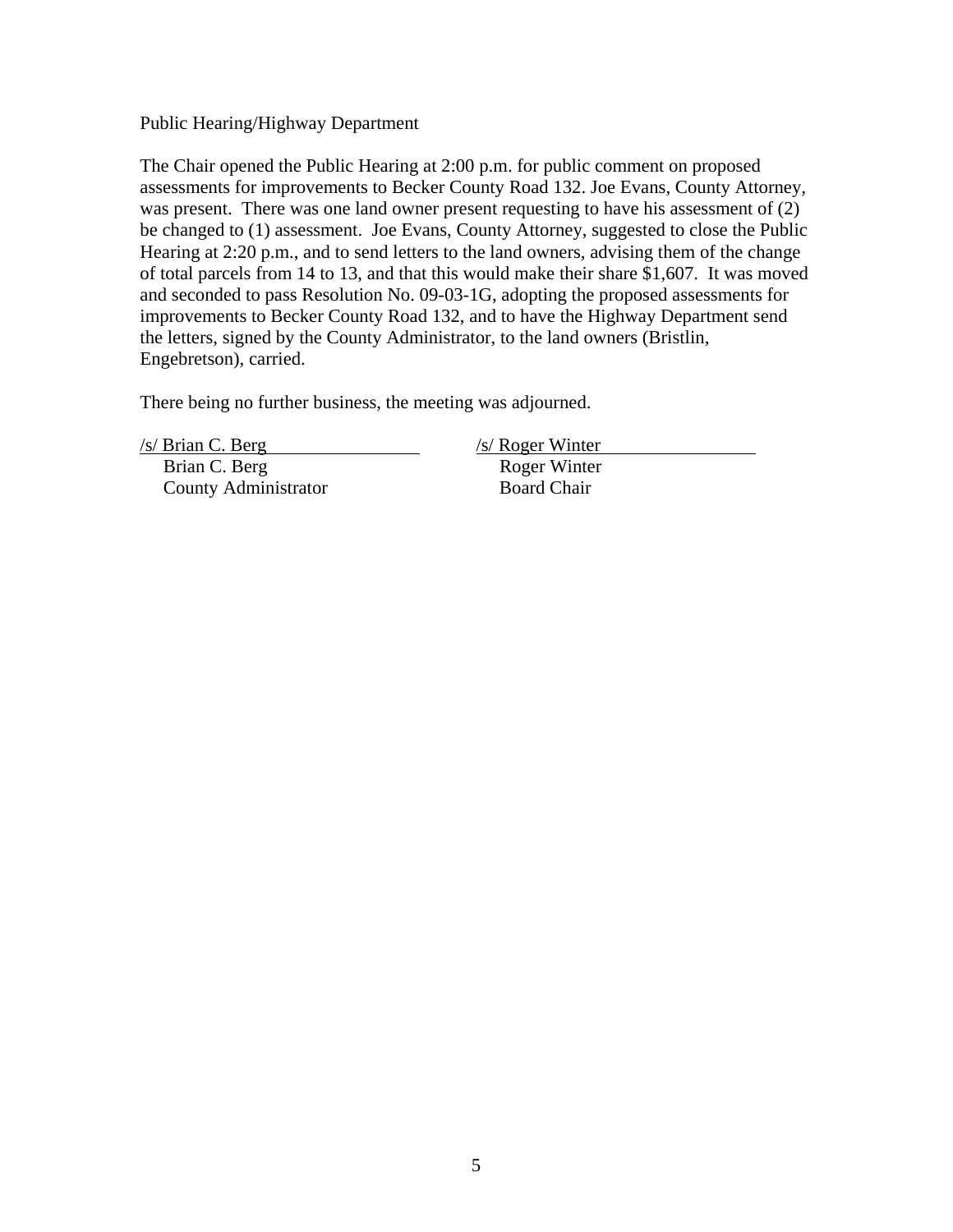Public Hearing/Highway Department

The Chair opened the Public Hearing at 2:00 p.m. for public comment on proposed assessments for improvements to Becker County Road 132. Joe Evans, County Attorney, was present. There was one land owner present requesting to have his assessment of (2) be changed to (1) assessment. Joe Evans, County Attorney, suggested to close the Public Hearing at 2:20 p.m., and to send letters to the land owners, advising them of the change of total parcels from 14 to 13, and that this would make their share $1,607. It was moved and seconded to pass Resolution No. 09-03-1G, adopting the proposed assessments for improvements to Becker County Road 132, and to have the Highway Department send the letters, signed by the County Administrator, to the land owners (Bristlin, Engebretson), carried.

There being no further business, the meeting was adjourned.

/s/ Brian C. Berg
Brian C. Berg
County Administrator

/s/ Roger Winter
Roger Winter
Board Chair